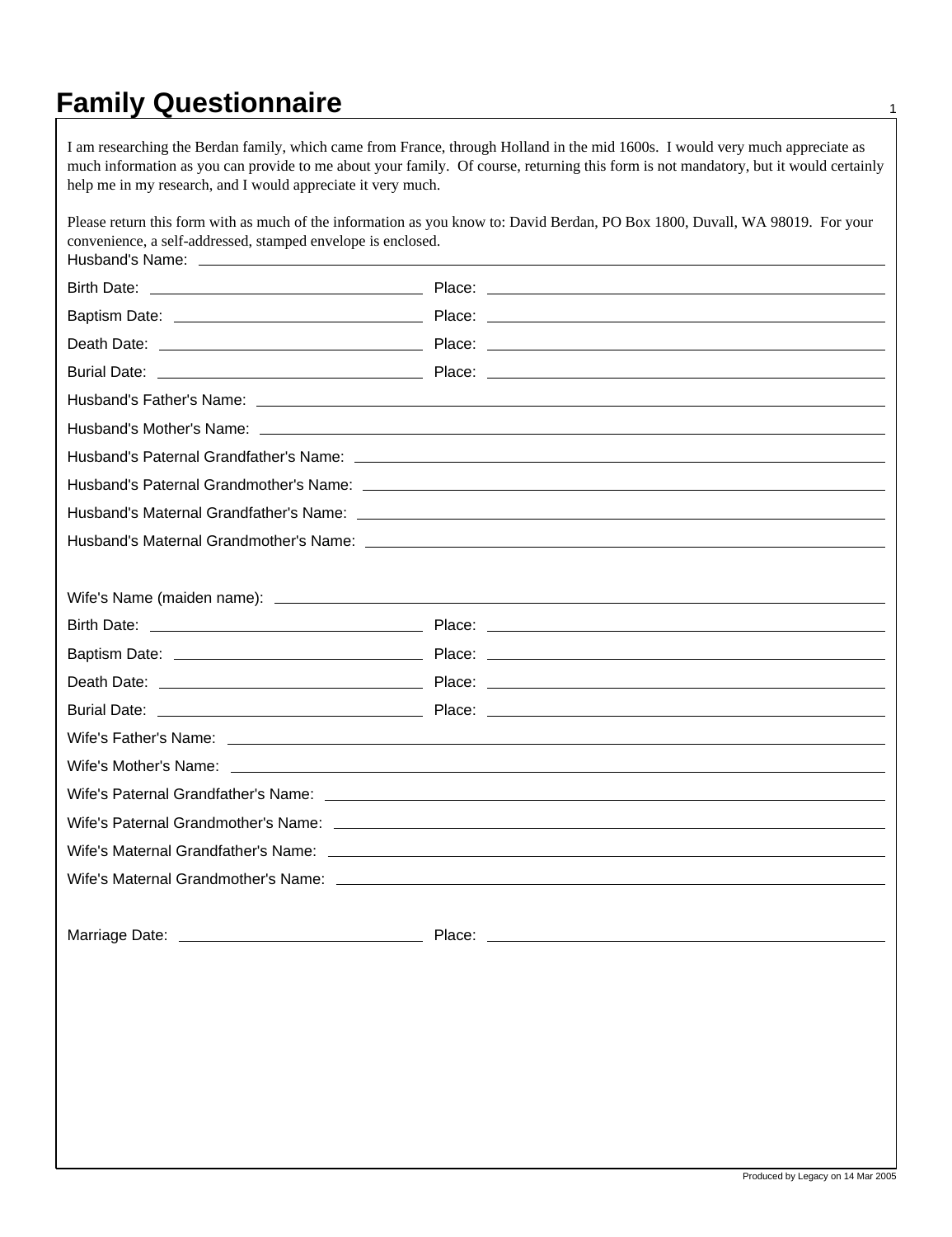# Family Questionnaire

I am researching the Berdan family, which came from France, through Holland in the mid 1600s. I would very much appreciate as much information as you can provide to me about your family. Of course, returning this form is not mandatory, but it would certainly help me in my research, and I would appreciate it very much.

Please return this form with as much of the information as you know to: David Berdan, PO Box 1800, Duvall, WA 98019. For your convenience, a self-addressed, stamped envelope is enclosed.

Husband's Name: ____________________

Birth Date: ____________________ Place: ____________________

Baptism Date: ____________________ Place: ____________________

Death Date: ____________________ Place: ____________________

Burial Date: ____________________ Place: ____________________

Husband's Father's Name: ____________________

Husband's Mother's Name: ____________________

Husband's Paternal Grandfather's Name: ____________________

Husband's Paternal Grandmother's Name: ____________________

Husband's Maternal Grandfather's Name: ____________________

Husband's Maternal Grandmother's Name: ____________________

Wife's Name (maiden name): ____________________

Birth Date: ____________________ Place: ____________________

Baptism Date: ____________________ Place: ____________________

Death Date: ____________________ Place: ____________________

Burial Date: ____________________ Place: ____________________

Wife's Father's Name: ____________________

Wife's Mother's Name: ____________________

Wife's Paternal Grandfather's Name: ____________________

Wife's Paternal Grandmother's Name: ____________________

Wife's Maternal Grandfather's Name: ____________________

Wife's Maternal Grandmother's Name: ____________________

Marriage Date: ____________________ Place: ____________________

Produced by Legacy on 14 Mar 2005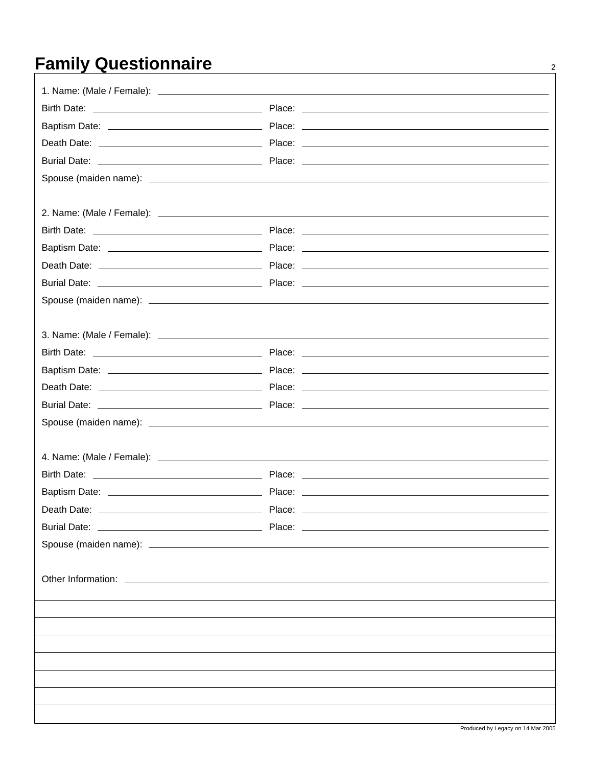# Family Questionnaire

1. Name: (Male / Female): ______________________________

Birth Date: ______________________ Place: ______________________

Baptism Date: ______________________ Place: ______________________

Death Date: ______________________ Place: ______________________

Burial Date: ______________________ Place: ______________________

Spouse (maiden name): ______________________________

2. Name: (Male / Female): ______________________________

Birth Date: ______________________ Place: ______________________

Baptism Date: ______________________ Place: ______________________

Death Date: ______________________ Place: ______________________

Burial Date: ______________________ Place: ______________________

Spouse (maiden name): ______________________________

3. Name: (Male / Female): ______________________________

Birth Date: ______________________ Place: ______________________

Baptism Date: ______________________ Place: ______________________

Death Date: ______________________ Place: ______________________

Burial Date: ______________________ Place: ______________________

Spouse (maiden name): ______________________________

4. Name: (Male / Female): ______________________________

Birth Date: ______________________ Place: ______________________

Baptism Date: ______________________ Place: ______________________

Death Date: ______________________ Place: ______________________

Burial Date: ______________________ Place: ______________________

Spouse (maiden name): ______________________________

Other Information: ______________________________

Produced by Legacy on 14 Mar 2005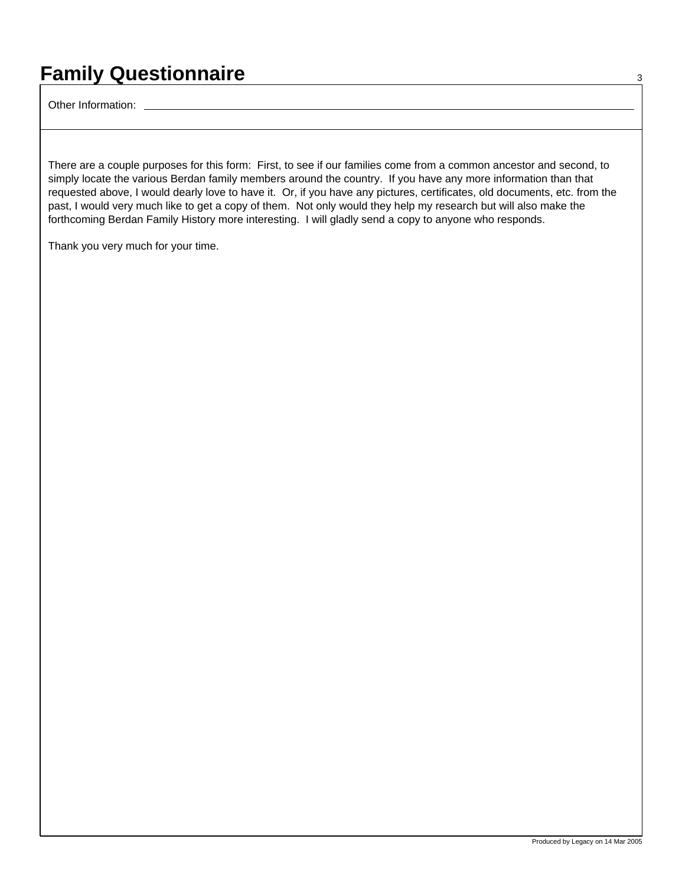# Family Questionnaire

Other Information: ____________________________________________

There are a couple purposes for this form: First, to see if our families come from a common ancestor and second, to simply locate the various Berdan family members around the country. If you have any more information than that requested above, I would dearly love to have it. Or, if you have any pictures, certificates, old documents, etc. from the past, I would very much like to get a copy of them. Not only would they help my research but will also make the forthcoming Berdan Family History more interesting. I will gladly send a copy to anyone who responds.

Thank you very much for your time.